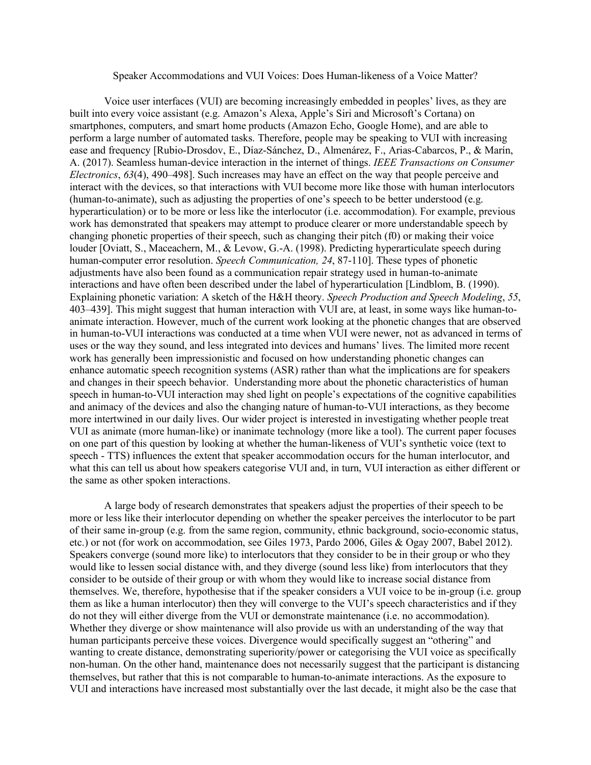Speaker Accommodations and VUI Voices: Does Human-likeness of a Voice Matter?

Voice user interfaces (VUI) are becoming increasingly embedded in peoples' lives, as they are built into every voice assistant (e.g. Amazon's Alexa, Apple's Siri and Microsoft's Cortana) on smartphones, computers, and smart home products (Amazon Echo, Google Home), and are able to perform a large number of automated tasks. Therefore, people may be speaking to VUI with increasing ease and frequency [Rubio-Drosdov, E., Díaz-Sánchez, D., Almenárez, F., Arias-Cabarcos, P., & Marín, A. (2017). Seamless human-device interaction in the internet of things. *IEEE Transactions on Consumer Electronics*, *63*(4), 490–498]. Such increases may have an effect on the way that people perceive and interact with the devices, so that interactions with VUI become more like those with human interlocutors (human-to-animate), such as adjusting the properties of one's speech to be better understood (e.g. hyperarticulation) or to be more or less like the interlocutor (i.e. accommodation). For example, previous work has demonstrated that speakers may attempt to produce clearer or more understandable speech by changing phonetic properties of their speech, such as changing their pitch (f0) or making their voice louder [Oviatt, S., Maceachern, M., & Levow, G.-A. (1998). Predicting hyperarticulate speech during human-computer error resolution. *Speech Communication, 24*, 87-110]. These types of phonetic adjustments have also been found as a communication repair strategy used in human-to-animate interactions and have often been described under the label of hyperarticulation [Lindblom, B. (1990). Explaining phonetic variation: A sketch of the H&H theory. *Speech Production and Speech Modeling*, *55*, 403–439]. This might suggest that human interaction with VUI are, at least, in some ways like human-to-animate interaction. However, much of the current work looking at the phonetic changes that are observed in human-to-VUI interactions was conducted at a time when VUI were newer, not as advanced in terms of uses or the way they sound, and less integrated into devices and humans' lives. The limited more recent work has generally been impressionistic and focused on how understanding phonetic changes can enhance automatic speech recognition systems (ASR) rather than what the implications are for speakers and changes in their speech behavior. Understanding more about the phonetic characteristics of human speech in human-to-VUI interaction may shed light on people's expectations of the cognitive capabilities and animacy of the devices and also the changing nature of human-to-VUI interactions, as they become more intertwined in our daily lives. Our wider project is interested in investigating whether people treat VUI as animate (more human-like) or inanimate technology (more like a tool). The current paper focuses on one part of this question by looking at whether the human-likeness of VUI's synthetic voice (text to speech - TTS) influences the extent that speaker accommodation occurs for the human interlocutor, and what this can tell us about how speakers categorise VUI and, in turn, VUI interaction as either different or the same as other spoken interactions.

A large body of research demonstrates that speakers adjust the properties of their speech to be more or less like their interlocutor depending on whether the speaker perceives the interlocutor to be part of their same in-group (e.g. from the same region, community, ethnic background, socio-economic status, etc.) or not (for work on accommodation, see Giles 1973, Pardo 2006, Giles & Ogay 2007, Babel 2012). Speakers converge (sound more like) to interlocutors that they consider to be in their group or who they would like to lessen social distance with, and they diverge (sound less like) from interlocutors that they consider to be outside of their group or with whom they would like to increase social distance from themselves. We, therefore, hypothesise that if the speaker considers a VUI voice to be in-group (i.e. group them as like a human interlocutor) then they will converge to the VUI's speech characteristics and if they do not they will either diverge from the VUI or demonstrate maintenance (i.e. no accommodation). Whether they diverge or show maintenance will also provide us with an understanding of the way that human participants perceive these voices. Divergence would specifically suggest an "othering" and wanting to create distance, demonstrating superiority/power or categorising the VUI voice as specifically non-human. On the other hand, maintenance does not necessarily suggest that the participant is distancing themselves, but rather that this is not comparable to human-to-animate interactions. As the exposure to VUI and interactions have increased most substantially over the last decade, it might also be the case that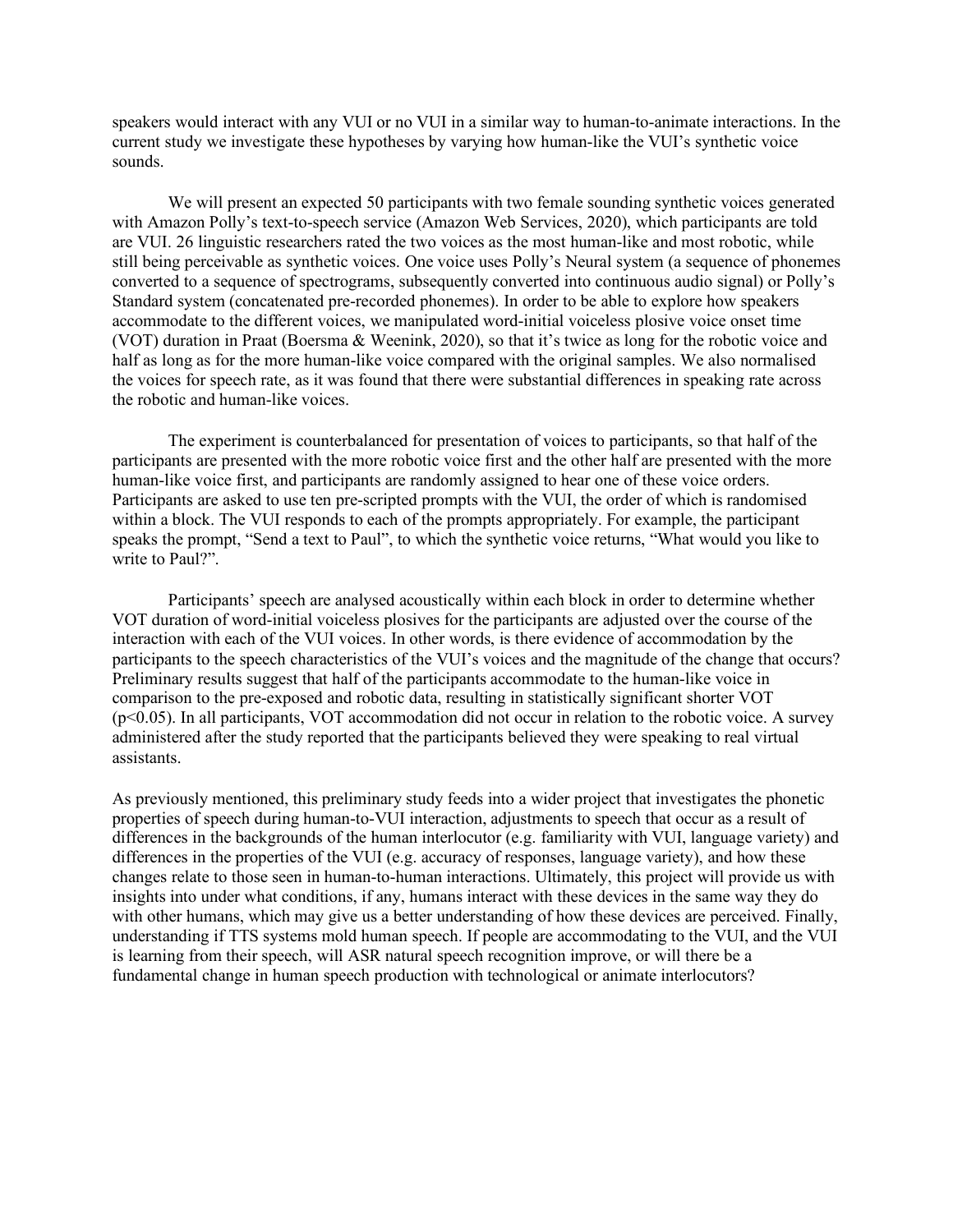speakers would interact with any VUI or no VUI in a similar way to human-to-animate interactions. In the current study we investigate these hypotheses by varying how human-like the VUI's synthetic voice sounds.

We will present an expected 50 participants with two female sounding synthetic voices generated with Amazon Polly's text-to-speech service (Amazon Web Services, 2020), which participants are told are VUI. 26 linguistic researchers rated the two voices as the most human-like and most robotic, while still being perceivable as synthetic voices. One voice uses Polly's Neural system (a sequence of phonemes converted to a sequence of spectrograms, subsequently converted into continuous audio signal) or Polly's Standard system (concatenated pre-recorded phonemes). In order to be able to explore how speakers accommodate to the different voices, we manipulated word-initial voiceless plosive voice onset time (VOT) duration in Praat (Boersma & Weenink, 2020), so that it's twice as long for the robotic voice and half as long as for the more human-like voice compared with the original samples. We also normalised the voices for speech rate, as it was found that there were substantial differences in speaking rate across the robotic and human-like voices.

The experiment is counterbalanced for presentation of voices to participants, so that half of the participants are presented with the more robotic voice first and the other half are presented with the more human-like voice first, and participants are randomly assigned to hear one of these voice orders. Participants are asked to use ten pre-scripted prompts with the VUI, the order of which is randomised within a block. The VUI responds to each of the prompts appropriately. For example, the participant speaks the prompt, "Send a text to Paul", to which the synthetic voice returns, "What would you like to write to Paul?".

Participants' speech are analysed acoustically within each block in order to determine whether VOT duration of word-initial voiceless plosives for the participants are adjusted over the course of the interaction with each of the VUI voices. In other words, is there evidence of accommodation by the participants to the speech characteristics of the VUI's voices and the magnitude of the change that occurs? Preliminary results suggest that half of the participants accommodate to the human-like voice in comparison to the pre-exposed and robotic data, resulting in statistically significant shorter VOT ($p<0.05$). In all participants, VOT accommodation did not occur in relation to the robotic voice. A survey administered after the study reported that the participants believed they were speaking to real virtual assistants.

As previously mentioned, this preliminary study feeds into a wider project that investigates the phonetic properties of speech during human-to-VUI interaction, adjustments to speech that occur as a result of differences in the backgrounds of the human interlocutor (e.g. familiarity with VUI, language variety) and differences in the properties of the VUI (e.g. accuracy of responses, language variety), and how these changes relate to those seen in human-to-human interactions. Ultimately, this project will provide us with insights into under what conditions, if any, humans interact with these devices in the same way they do with other humans, which may give us a better understanding of how these devices are perceived. Finally, understanding if TTS systems mold human speech. If people are accommodating to the VUI, and the VUI is learning from their speech, will ASR natural speech recognition improve, or will there be a fundamental change in human speech production with technological or animate interlocutors?